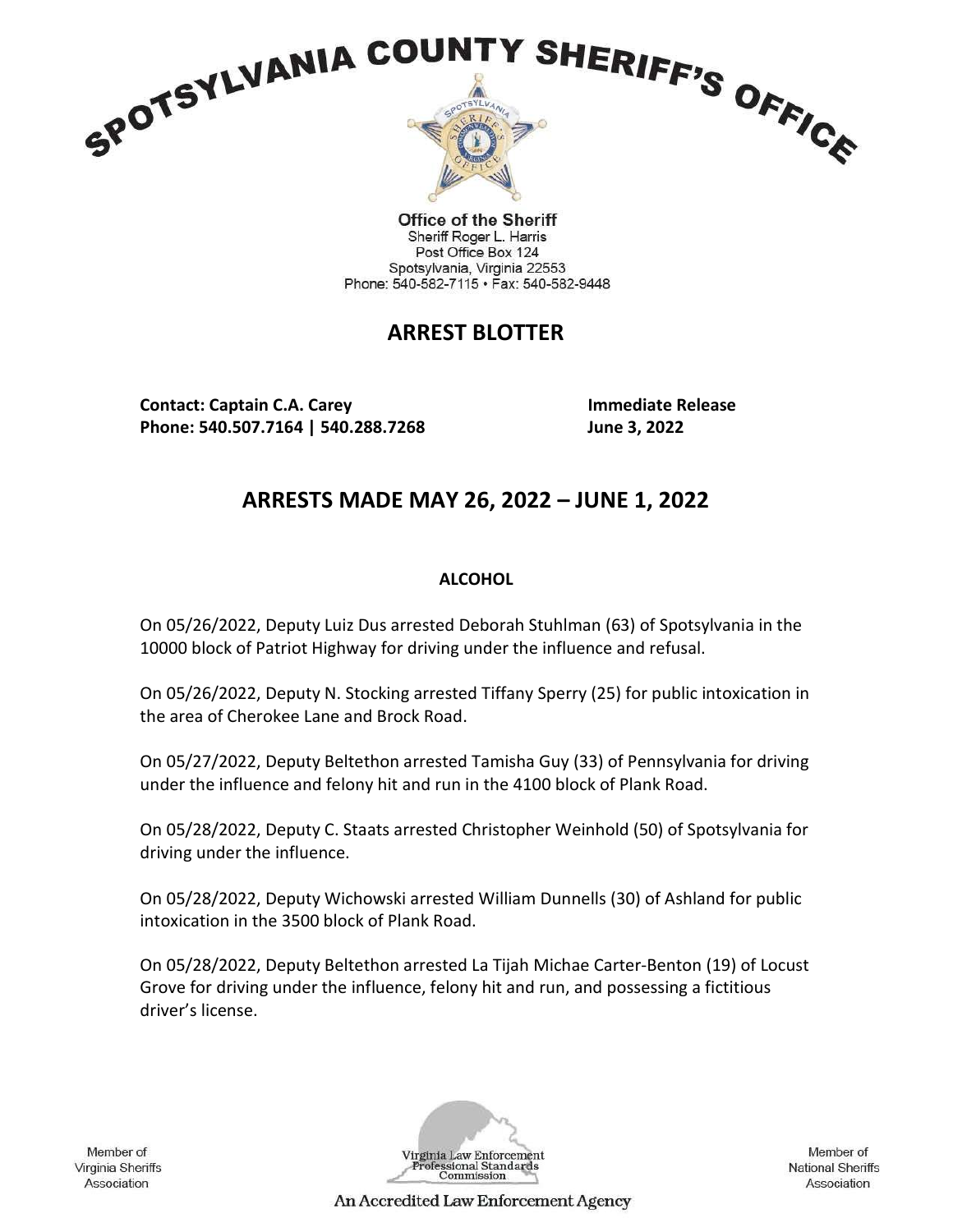# SPOTSYLVANIA COUNTY SHERIFF'S OFFICE

**Office of the Sheriff**
Sheriff Roger L. Harris
Post Office Box 124
Spotsylvania, Virginia 22553
Phone: 540-582-7115 • Fax: 540-582-9448

## ARREST BLOTTER

**Contact: Captain C.A. Carey**
**Phone: 540.507.7164 | 540.288.7268**

**Immediate Release**
**June 3, 2022**

## ARRESTS MADE MAY 26, 2022 – JUNE 1, 2022

### ALCOHOL

On 05/26/2022, Deputy Luiz Dus arrested Deborah Stuhlman (63) of Spotsylvania in the 10000 block of Patriot Highway for driving under the influence and refusal.

On 05/26/2022, Deputy N. Stocking arrested Tiffany Sperry (25) for public intoxication in the area of Cherokee Lane and Brock Road.

On 05/27/2022, Deputy Beltethon arrested Tamisha Guy (33) of Pennsylvania for driving under the influence and felony hit and run in the 4100 block of Plank Road.

On 05/28/2022, Deputy C. Staats arrested Christopher Weinhold (50) of Spotsylvania for driving under the influence.

On 05/28/2022, Deputy Wichowski arrested William Dunnells (30) of Ashland for public intoxication in the 3500 block of Plank Road.

On 05/28/2022, Deputy Beltethon arrested La Tijah Michae Carter-Benton (19) of Locust Grove for driving under the influence, felony hit and run, and possessing a fictitious driver's license.

Member of Virginia Sheriffs Association

Virginia Law Enforcement Professional Standards Commission

An Accredited Law Enforcement Agency

Member of National Sheriffs Association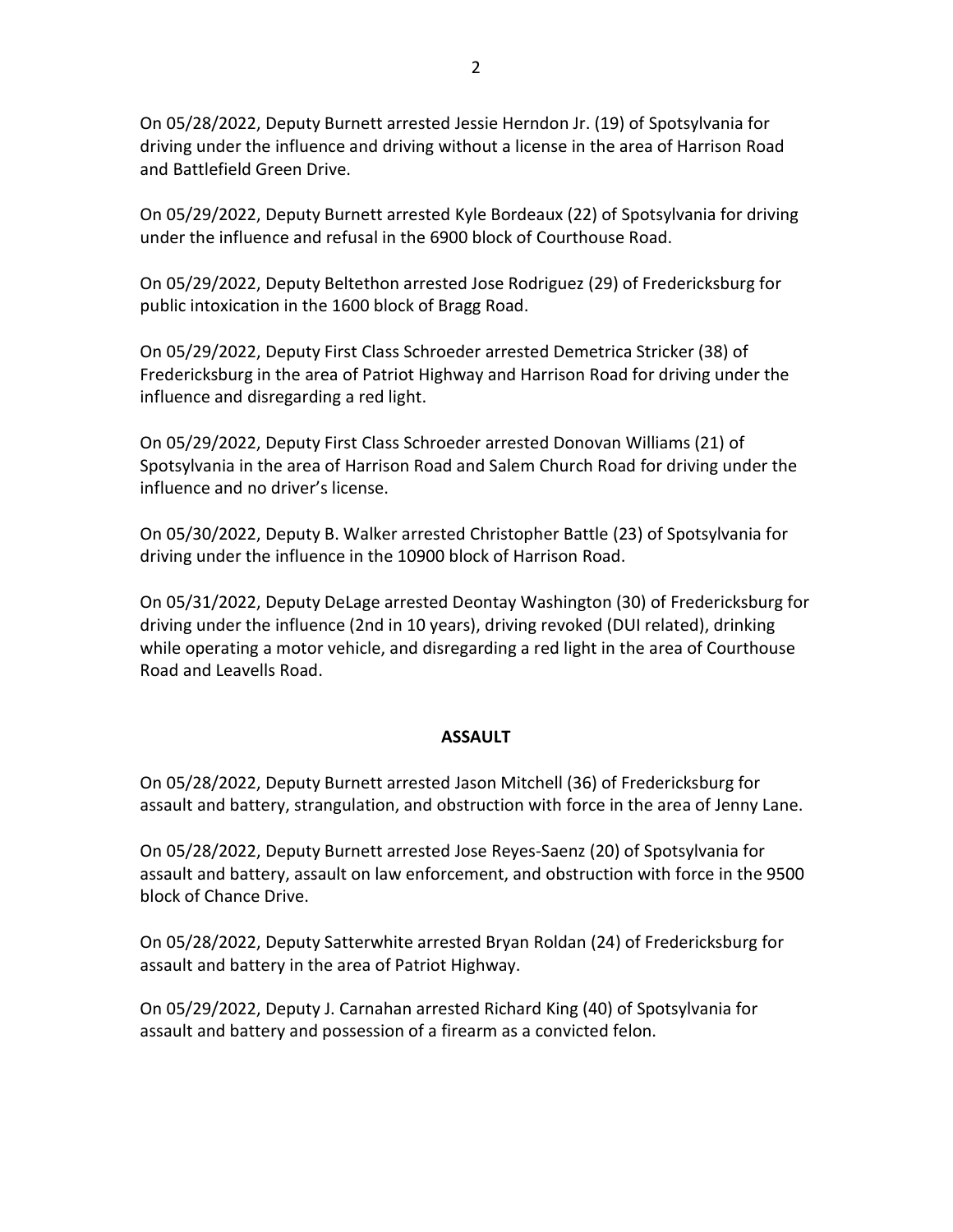On 05/28/2022, Deputy Burnett arrested Jessie Herndon Jr. (19) of Spotsylvania for driving under the influence and driving without a license in the area of Harrison Road and Battlefield Green Drive.

On 05/29/2022, Deputy Burnett arrested Kyle Bordeaux (22) of Spotsylvania for driving under the influence and refusal in the 6900 block of Courthouse Road.

On 05/29/2022, Deputy Beltethon arrested Jose Rodriguez (29) of Fredericksburg for public intoxication in the 1600 block of Bragg Road.

On 05/29/2022, Deputy First Class Schroeder arrested Demetrica Stricker (38) of Fredericksburg in the area of Patriot Highway and Harrison Road for driving under the influence and disregarding a red light.

On 05/29/2022, Deputy First Class Schroeder arrested Donovan Williams (21) of Spotsylvania in the area of Harrison Road and Salem Church Road for driving under the influence and no driver's license.

On 05/30/2022, Deputy B. Walker arrested Christopher Battle (23) of Spotsylvania for driving under the influence in the 10900 block of Harrison Road.

On 05/31/2022, Deputy DeLage arrested Deontay Washington (30) of Fredericksburg for driving under the influence (2nd in 10 years), driving revoked (DUI related), drinking while operating a motor vehicle, and disregarding a red light in the area of Courthouse Road and Leavells Road.

## ASSAULT

On 05/28/2022, Deputy Burnett arrested Jason Mitchell (36) of Fredericksburg for assault and battery, strangulation, and obstruction with force in the area of Jenny Lane.

On 05/28/2022, Deputy Burnett arrested Jose Reyes-Saenz (20) of Spotsylvania for assault and battery, assault on law enforcement, and obstruction with force in the 9500 block of Chance Drive.

On 05/28/2022, Deputy Satterwhite arrested Bryan Roldan (24) of Fredericksburg for assault and battery in the area of Patriot Highway.

On 05/29/2022, Deputy J. Carnahan arrested Richard King (40) of Spotsylvania for assault and battery and possession of a firearm as a convicted felon.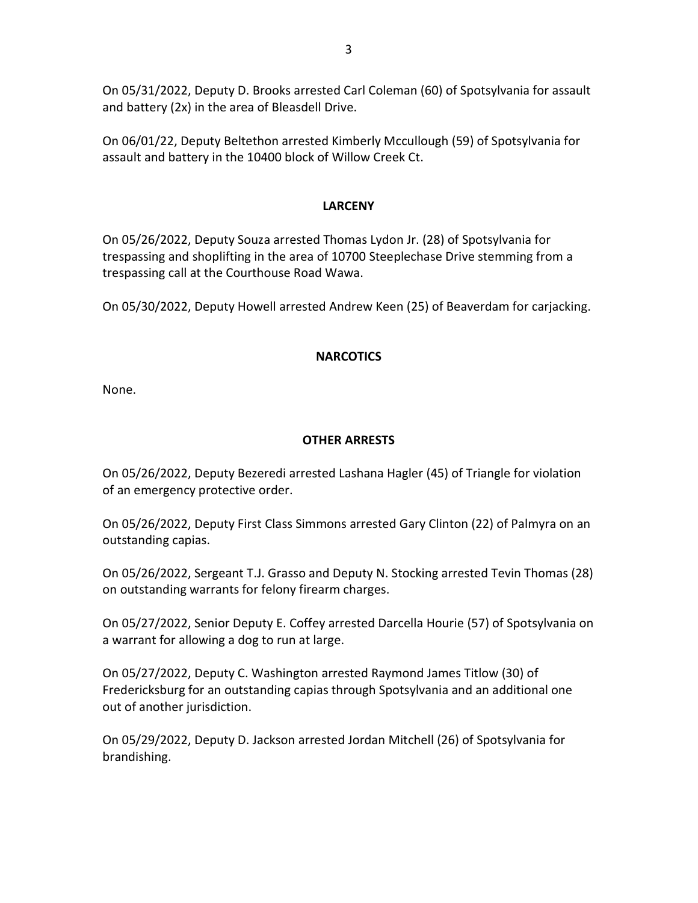On 05/31/2022, Deputy D. Brooks arrested Carl Coleman (60) of Spotsylvania for assault and battery (2x) in the area of Bleasdell Drive.

On 06/01/22, Deputy Beltethon arrested Kimberly Mccullough (59) of Spotsylvania for assault and battery in the 10400 block of Willow Creek Ct.

## LARCENY

On 05/26/2022, Deputy Souza arrested Thomas Lydon Jr. (28) of Spotsylvania for trespassing and shoplifting in the area of 10700 Steeplechase Drive stemming from a trespassing call at the Courthouse Road Wawa.

On 05/30/2022, Deputy Howell arrested Andrew Keen (25) of Beaverdam for carjacking.

## NARCOTICS

None.

## OTHER ARRESTS

On 05/26/2022, Deputy Bezeredi arrested Lashana Hagler (45) of Triangle for violation of an emergency protective order.

On 05/26/2022, Deputy First Class Simmons arrested Gary Clinton (22) of Palmyra on an outstanding capias.

On 05/26/2022, Sergeant T.J. Grasso and Deputy N. Stocking arrested Tevin Thomas (28) on outstanding warrants for felony firearm charges.

On 05/27/2022, Senior Deputy E. Coffey arrested Darcella Hourie (57) of Spotsylvania on a warrant for allowing a dog to run at large.

On 05/27/2022, Deputy C. Washington arrested Raymond James Titlow (30) of Fredericksburg for an outstanding capias through Spotsylvania and an additional one out of another jurisdiction.

On 05/29/2022, Deputy D. Jackson arrested Jordan Mitchell (26) of Spotsylvania for brandishing.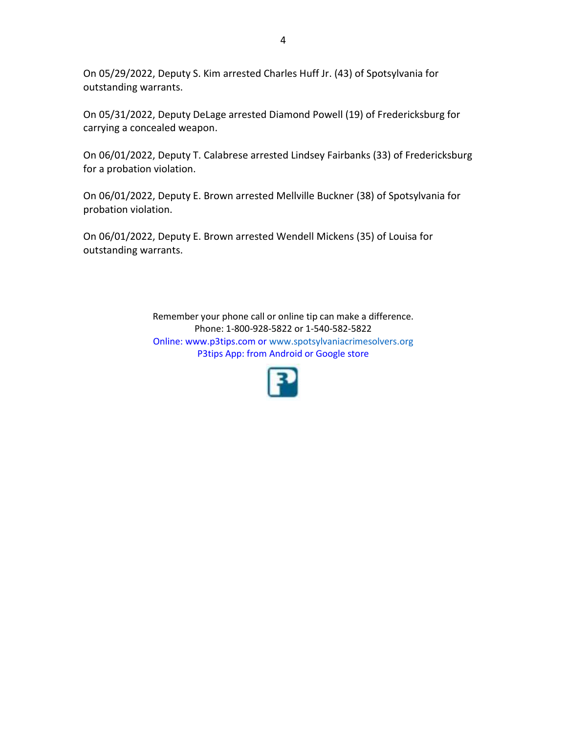On 05/29/2022, Deputy S. Kim arrested Charles Huff Jr. (43) of Spotsylvania for outstanding warrants.

On 05/31/2022, Deputy DeLage arrested Diamond Powell (19) of Fredericksburg for carrying a concealed weapon.

On 06/01/2022, Deputy T. Calabrese arrested Lindsey Fairbanks (33) of Fredericksburg for a probation violation.

On 06/01/2022, Deputy E. Brown arrested Mellville Buckner (38) of Spotsylvania for probation violation.

On 06/01/2022, Deputy E. Brown arrested Wendell Mickens (35) of Louisa for outstanding warrants.

Remember your phone call or online tip can make a difference.
Phone: 1-800-928-5822 or 1-540-582-5822
Online: www.p3tips.com or www.spotsylvaniacrimesolvers.org
P3tips App: from Android or Google store